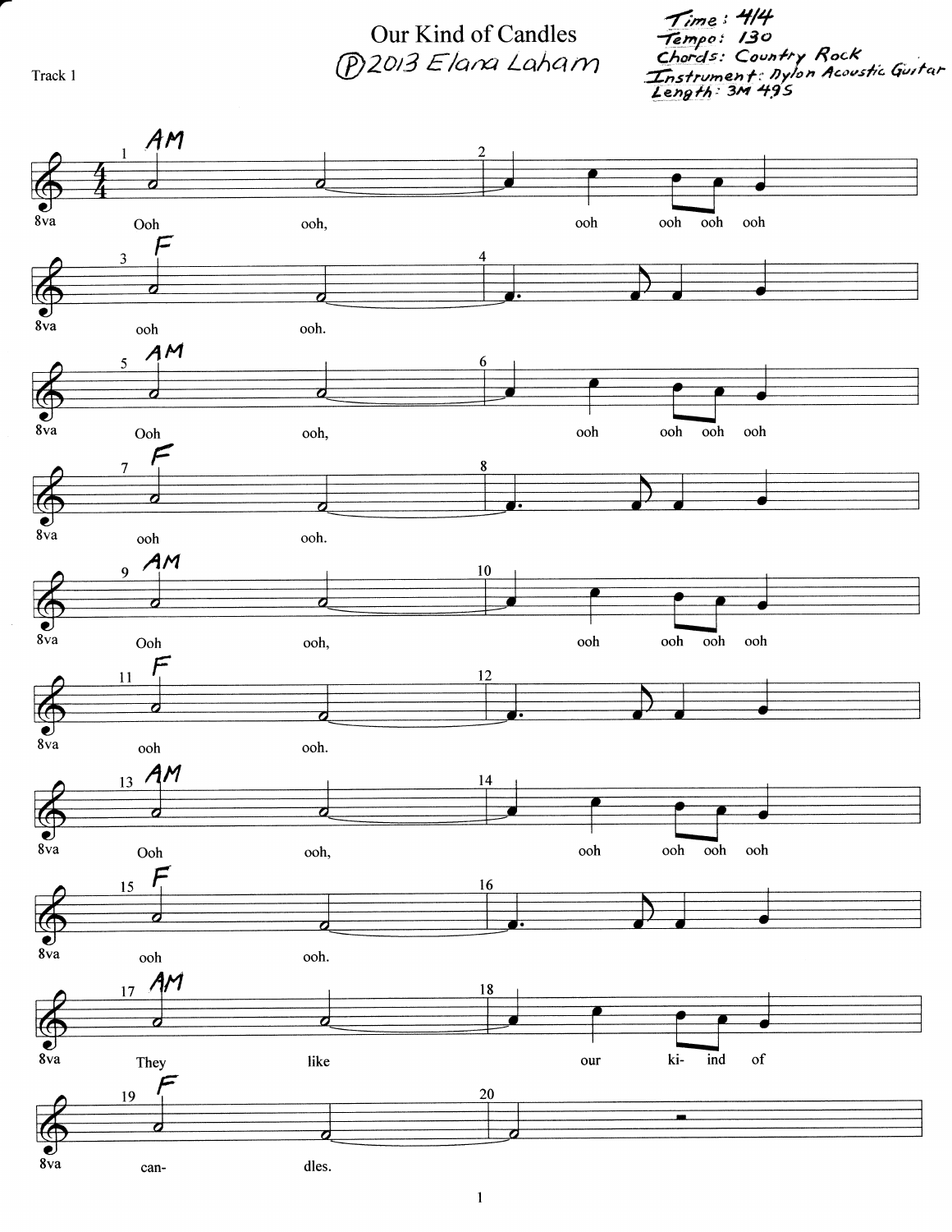# Our Kind of Candles

Ⓟ2013 Elana Laham

Time: 4/4
Tempo: 130
Chords: Country Rock
Instrument: Nylon Acoustic Guitar
Length: 3M 49S

Track 1

AM
Ooh ooh, ooh ooh ooh ooh

F
ooh ooh.

AM
Ooh ooh, ooh ooh ooh ooh

F
ooh ooh.

AM
Ooh ooh, ooh ooh ooh ooh

F
ooh ooh.

AM
Ooh ooh, ooh ooh ooh ooh

F
ooh ooh.

AM
They like our ki- ind of

F
can- dles.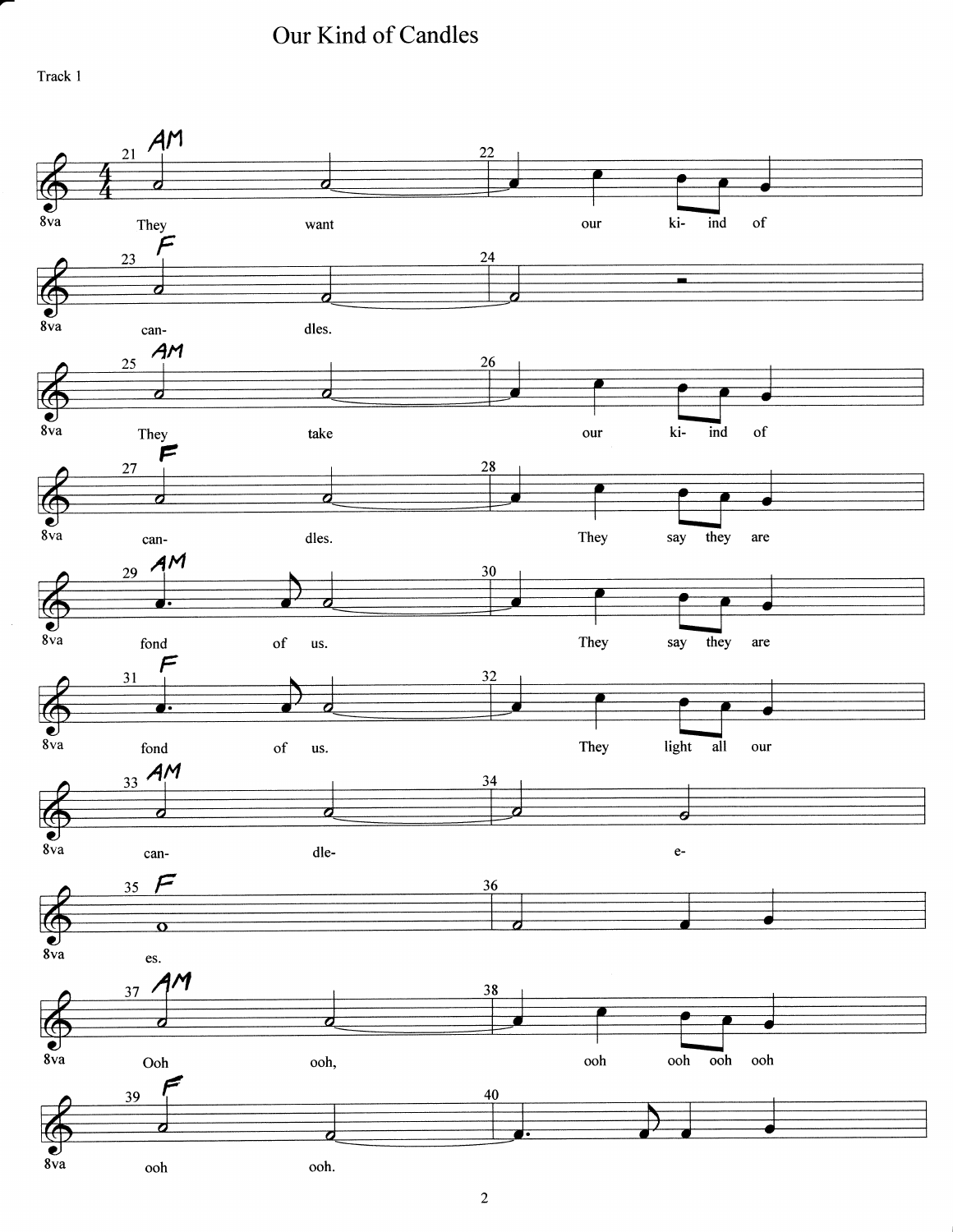# Our Kind of Candles

Track 1

| Measure | Chord | Lyrics |
| --- | --- | --- |
| 21–22 | AM | They want our ki- ind of |
| 23–24 | F | can- dles. |
| 25–26 | AM | They take our ki- ind of |
| 27–28 | F | can- dles. They say they are |
| 29–30 | AM | fond of us. They say they are |
| 31–32 | F | fond of us. They light all our |
| 33–34 | AM | can- dle- e- |
| 35–36 | F | es. |
| 37–38 | AM | Ooh ooh, ooh ooh ooh ooh |
| 39–40 | F | ooh ooh. |

8va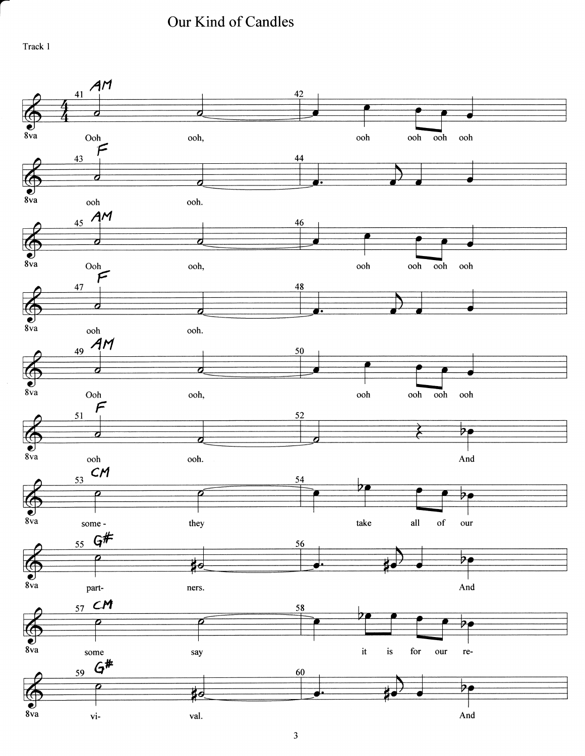# Our Kind of Candles

Track 1

| Measure | Chord | Lyrics |
| --- | --- | --- |
| 41–42 | AM | Ooh ooh, ooh ooh ooh ooh |
| 43–44 | F | ooh ooh. |
| 45–46 | AM | Ooh ooh, ooh ooh ooh ooh |
| 47–48 | F | ooh ooh. |
| 49–50 | AM | Ooh ooh, ooh ooh ooh ooh |
| 51–52 | F | ooh ooh. And |
| 53–54 | CM | some- they take all of our |
| 55–56 | G# | part- ners. And |
| 57–58 | CM | some say it is for our re- |
| 59–60 | G# | vi- val. And |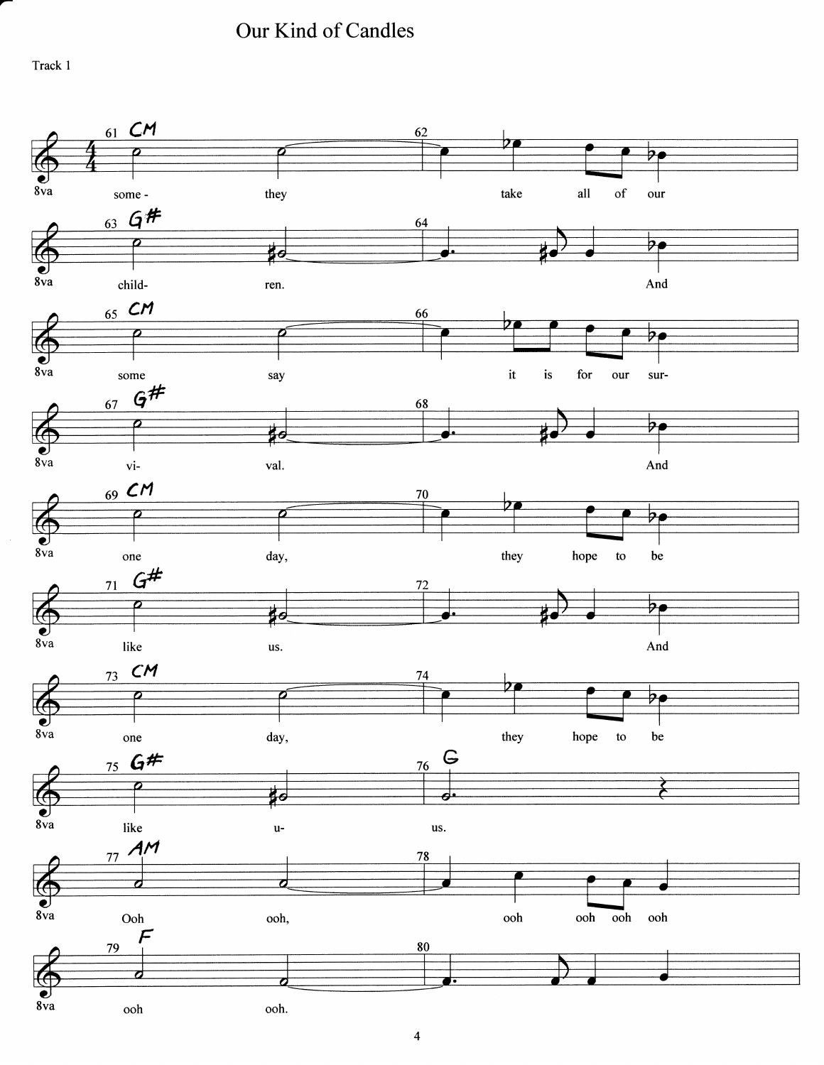# Our Kind of Candles

Track 1

| Measure | Chord | Lyrics |
|---|---|---|
| 61–62 | CM | some- they take all of our |
| 63–64 | G# | child- ren. And |
| 65–66 | CM | some say it is for our sur- |
| 67–68 | G# | vi- val. And |
| 69–70 | CM | one day, they hope to be |
| 71–72 | G# | like us. And |
| 73–74 | CM | one day, they hope to be |
| 75–76 | G# / G | like u- us. |
| 77–78 | AM | Ooh ooh, ooh ooh ooh ooh |
| 79–80 | F | ooh ooh. |

8va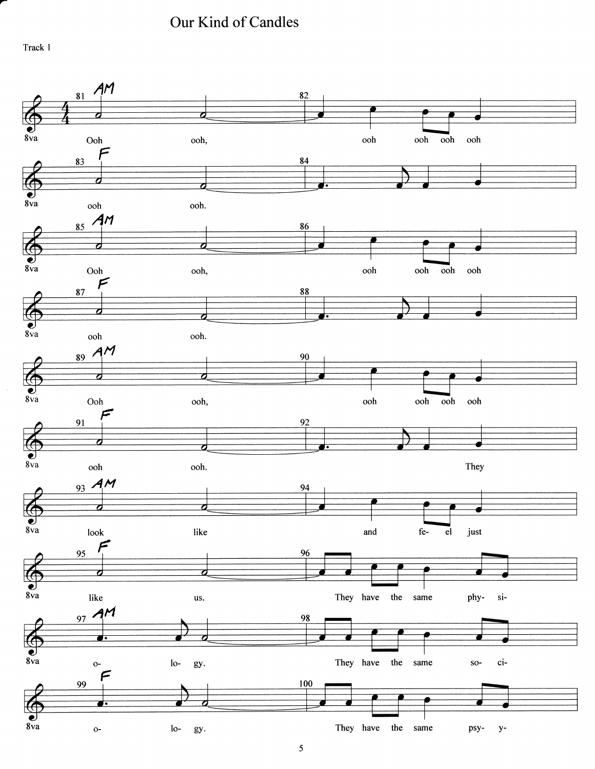# Our Kind of Candles

Track 1

81 AM — 82
Ooh ooh, ooh ooh ooh ooh

83 F — 84
ooh ooh.

85 AM — 86
Ooh ooh, ooh ooh ooh ooh

87 F — 88
ooh ooh.

89 AM — 90
Ooh ooh, ooh ooh ooh ooh

91 F — 92
ooh ooh. They

93 AM — 94
look like and fe- el just

95 F — 96
like us. They have the same phy- si-

97 AM — 98
o- lo- gy. They have the same so- ci-

99 F — 100
o- lo- gy. They have the same psy- y-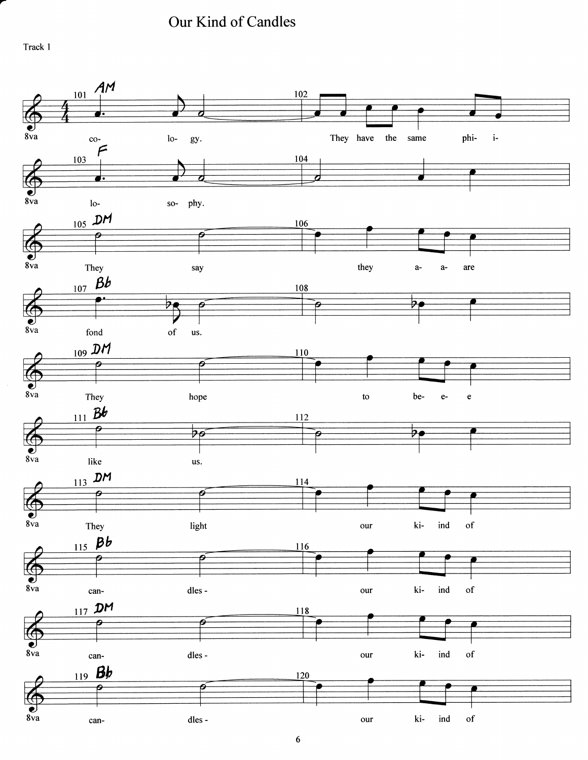# Our Kind of Candles

Track 1

101 AM

co- lo- gy.

102

They have the same phi- i-

103 F

lo- so- phy.

104

105 DM

They say

106

they a- a- are

107 Bb

fond of us.

108

109 DM

They hope

110

to be- e- e

111 Bb

like us.

112

113 DM

They light

114

our ki- ind of

115 Bb

can- dles -

116

our ki- ind of

117 DM

can- dles -

118

our ki- ind of

119 Bb

can- dles -

120

our ki- ind of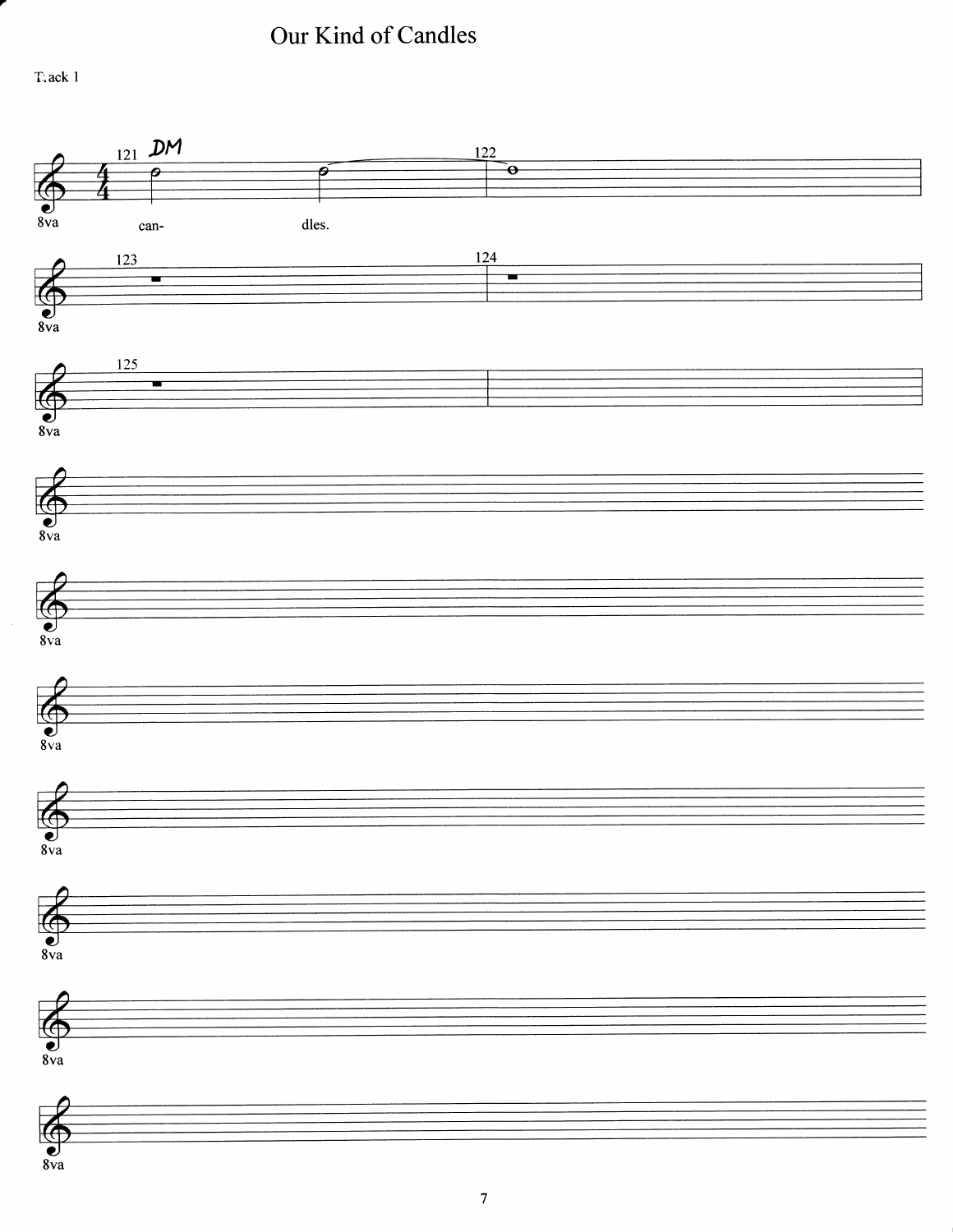# Our Kind of Candles

Track 1

121 DM

can- dles.

122

123

124

125

8va